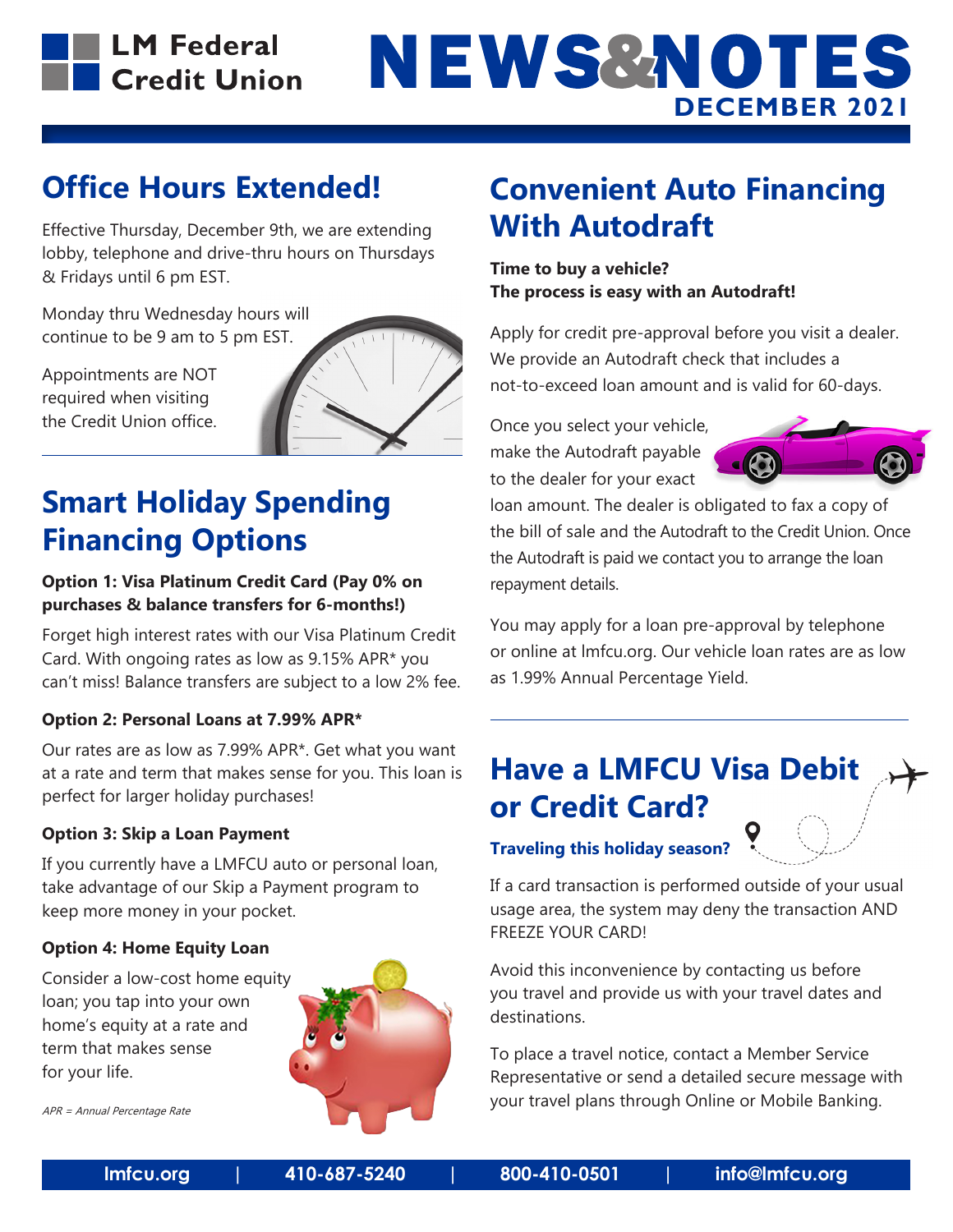# LM Federal Credit Union

# NEWS&NOTES

**DECEMBER 2021**

## Office Hours Extended!

Effective Thursday, December 9th, we are extending lobby, telephone and drive-thru hours on Thursdays & Fridays until 6 pm EST.

Monday thru Wednesday hours will continue to be 9 am to 5 pm EST.

Appointments are NOT required when visiting the Credit Union office.

## Smart Holiday Spending Financing Options

**Option 1: Visa Platinum Credit Card (Pay 0% on purchases & balance transfers for 6-months!)**

Forget high interest rates with our Visa Platinum Credit Card. With ongoing rates as low as 9.15% APR* you can't miss! Balance transfers are subject to a low 2% fee.

**Option 2: Personal Loans at 7.99% APR***

Our rates are as low as 7.99% APR*. Get what you want at a rate and term that makes sense for you. This loan is perfect for larger holiday purchases!

**Option 3: Skip a Loan Payment**

If you currently have a LMFCU auto or personal loan, take advantage of our Skip a Payment program to keep more money in your pocket.

**Option 4: Home Equity Loan**

Consider a low-cost home equity loan; you tap into your own home's equity at a rate and term that makes sense for your life.

*APR = Annual Percentage Rate*

## Convenient Auto Financing With Autodraft

**Time to buy a vehicle?**
**The process is easy with an Autodraft!**

Apply for credit pre-approval before you visit a dealer. We provide an Autodraft check that includes a not-to-exceed loan amount and is valid for 60-days.

Once you select your vehicle, make the Autodraft payable to the dealer for your exact loan amount. The dealer is obligated to fax a copy of the bill of sale and the Autodraft to the Credit Union. Once the Autodraft is paid we contact you to arrange the loan repayment details.

You may apply for a loan pre-approval by telephone or online at lmfcu.org. Our vehicle loan rates are as low as 1.99% Annual Percentage Yield.

## Have a LMFCU Visa Debit or Credit Card?

**Traveling this holiday season?**

If a card transaction is performed outside of your usual usage area, the system may deny the transaction AND FREEZE YOUR CARD!

Avoid this inconvenience by contacting us before you travel and provide us with your travel dates and destinations.

To place a travel notice, contact a Member Service Representative or send a detailed secure message with your travel plans through Online or Mobile Banking.

lmfcu.org | 410-687-5240 | 800-410-0501 | info@lmfcu.org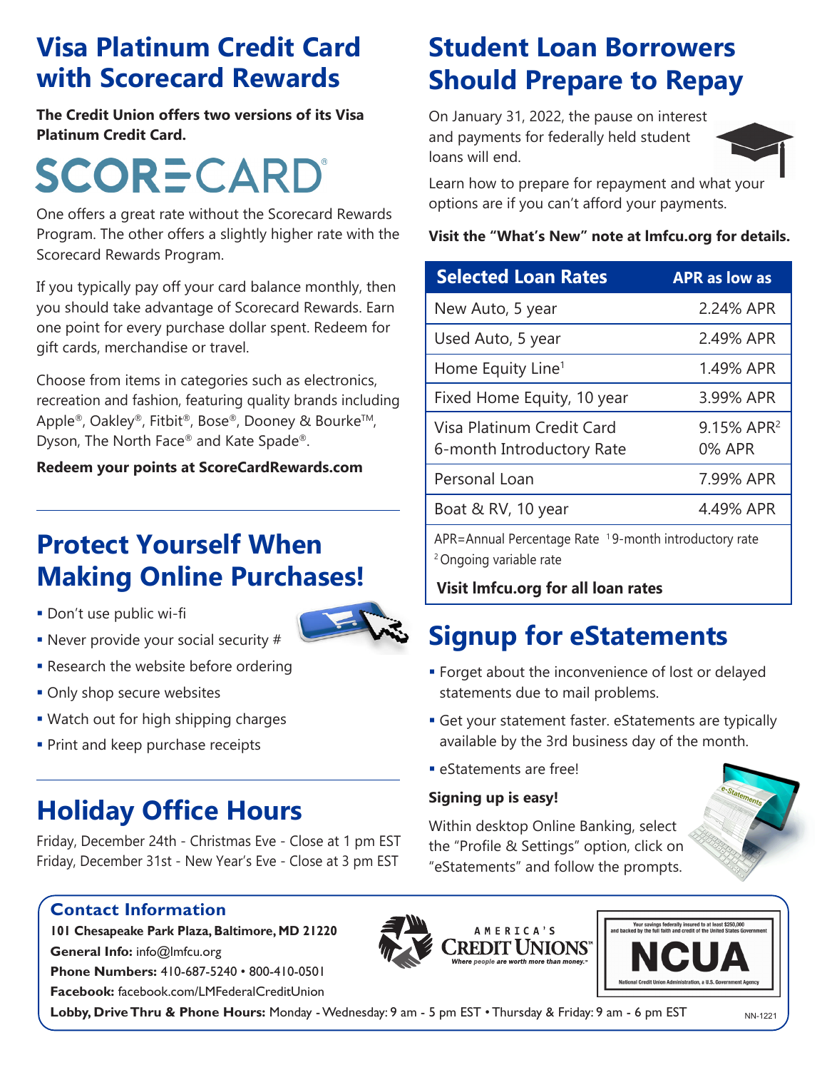## Visa Platinum Credit Card with Scorecard Rewards

**The Credit Union offers two versions of its Visa Platinum Credit Card.**

SCORECARD®

One offers a great rate without the Scorecard Rewards Program. The other offers a slightly higher rate with the Scorecard Rewards Program.

If you typically pay off your card balance monthly, then you should take advantage of Scorecard Rewards. Earn one point for every purchase dollar spent. Redeem for gift cards, merchandise or travel.

Choose from items in categories such as electronics, recreation and fashion, featuring quality brands including Apple®, Oakley®, Fitbit®, Bose®, Dooney & Bourke™, Dyson, The North Face® and Kate Spade®.

**Redeem your points at ScoreCardRewards.com**

## Protect Yourself When Making Online Purchases!

- Don't use public wi-fi
- Never provide your social security #
- Research the website before ordering
- Only shop secure websites
- Watch out for high shipping charges
- Print and keep purchase receipts

## Holiday Office Hours

Friday, December 24th - Christmas Eve - Close at 1 pm EST
Friday, December 31st - New Year's Eve - Close at 3 pm EST

## Student Loan Borrowers Should Prepare to Repay

On January 31, 2022, the pause on interest and payments for federally held student loans will end.

Learn how to prepare for repayment and what your options are if you can't afford your payments.

**Visit the "What's New" note at lmfcu.org for details.**

| Selected Loan Rates | APR as low as |
|---|---|
| New Auto, 5 year | 2.24% APR |
| Used Auto, 5 year | 2.49% APR |
| Home Equity Line[1] | 1.49% APR |
| Fixed Home Equity, 10 year | 3.99% APR |
| Visa Platinum Credit Card<br>6-month Introductory Rate | 9.15% APR[2]<br>0% APR |
| Personal Loan | 7.99% APR |
| Boat & RV, 10 year | 4.49% APR |

APR=Annual Percentage Rate [1] 9-month introductory rate
[2] Ongoing variable rate

**Visit lmfcu.org for all loan rates**

## Signup for eStatements

- Forget about the inconvenience of lost or delayed statements due to mail problems.
- Get your statement faster. eStatements are typically available by the 3rd business day of the month.
- eStatements are free!

**Signing up is easy!**

Within desktop Online Banking, select the "Profile & Settings" option, click on "eStatements" and follow the prompts.

### Contact Information

**101 Chesapeake Park Plaza, Baltimore, MD 21220**
**General Info:** info@lmfcu.org
**Phone Numbers:** 410-687-5240 • 800-410-0501
**Facebook:** facebook.com/LMFederalCreditUnion
**Lobby, Drive Thru & Phone Hours:** Monday - Wednesday: 9 am - 5 pm EST • Thursday & Friday: 9 am - 6 pm EST

AMERICA'S CREDIT UNIONS™ Where people are worth more than money.™

Your savings federally insured to at least $250,000 and backed by the full faith and credit of the United States Government
NCUA
National Credit Union Administration, a U.S. Government Agency

NN-1221